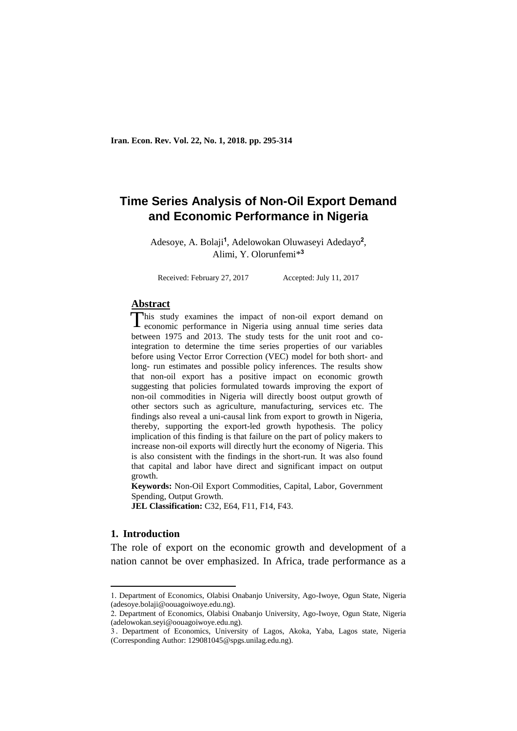# Time Series Analysis of Non-Oil Export Demand and Economic Performance in Nigeria

Adesoye, A. Bolaji[1], Adelowokan Oluwaseyi Adedayo[2], Alimi, Y. Olorunfemi*[3]

Received: February 27, 2017 Accepted: July 11, 2017

## Abstract

This study examines the impact of non-oil export demand on economic performance in Nigeria using annual time series data between 1975 and 2013. The study tests for the unit root and co-integration to determine the time series properties of our variables before using Vector Error Correction (VEC) model for both short- and long- run estimates and possible policy inferences. The results show that non-oil export has a positive impact on economic growth suggesting that policies formulated towards improving the export of non-oil commodities in Nigeria will directly boost output growth of other sectors such as agriculture, manufacturing, services etc. The findings also reveal a uni-causal link from export to growth in Nigeria, thereby, supporting the export-led growth hypothesis. The policy implication of this finding is that failure on the part of policy makers to increase non-oil exports will directly hurt the economy of Nigeria. This is also consistent with the findings in the short-run. It was also found that capital and labor have direct and significant impact on output growth.

**Keywords:** Non-Oil Export Commodities, Capital, Labor, Government Spending, Output Growth.

**JEL Classification:** C32, E64, F11, F14, F43.

## 1. Introduction

The role of export on the economic growth and development of a nation cannot be over emphasized. In Africa, trade performance as a

---

1. Department of Economics, Olabisi Onabanjo University, Ago-Iwoye, Ogun State, Nigeria (adesoye.bolaji@oouagoiwoye.edu.ng).

2. Department of Economics, Olabisi Onabanjo University, Ago-Iwoye, Ogun State, Nigeria (adelowokan.seyi@oouagoiwoye.edu.ng).

3. Department of Economics, University of Lagos, Akoka, Yaba, Lagos state, Nigeria (Corresponding Author: 129081045@spgs.unilag.edu.ng).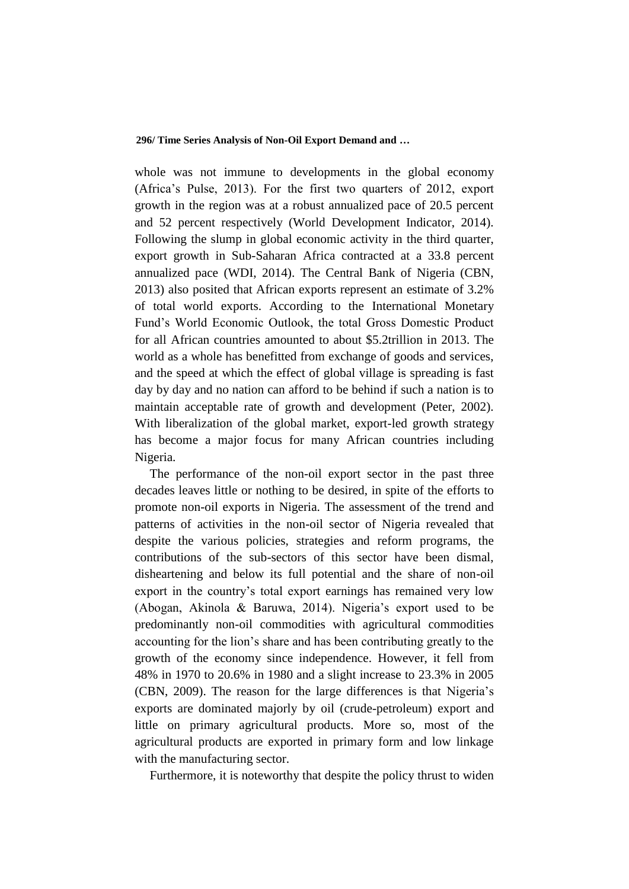whole was not immune to developments in the global economy (Africa's Pulse, 2013). For the first two quarters of 2012, export growth in the region was at a robust annualized pace of 20.5 percent and 52 percent respectively (World Development Indicator, 2014). Following the slump in global economic activity in the third quarter, export growth in Sub-Saharan Africa contracted at a 33.8 percent annualized pace (WDI, 2014). The Central Bank of Nigeria (CBN, 2013) also posited that African exports represent an estimate of 3.2% of total world exports. According to the International Monetary Fund's World Economic Outlook, the total Gross Domestic Product for all African countries amounted to about $5.2trillion in 2013. The world as a whole has benefitted from exchange of goods and services, and the speed at which the effect of global village is spreading is fast day by day and no nation can afford to be behind if such a nation is to maintain acceptable rate of growth and development (Peter, 2002). With liberalization of the global market, export-led growth strategy has become a major focus for many African countries including Nigeria.

The performance of the non-oil export sector in the past three decades leaves little or nothing to be desired, in spite of the efforts to promote non-oil exports in Nigeria. The assessment of the trend and patterns of activities in the non-oil sector of Nigeria revealed that despite the various policies, strategies and reform programs, the contributions of the sub-sectors of this sector have been dismal, disheartening and below its full potential and the share of non-oil export in the country's total export earnings has remained very low (Abogan, Akinola & Baruwa, 2014). Nigeria's export used to be predominantly non-oil commodities with agricultural commodities accounting for the lion's share and has been contributing greatly to the growth of the economy since independence. However, it fell from 48% in 1970 to 20.6% in 1980 and a slight increase to 23.3% in 2005 (CBN, 2009). The reason for the large differences is that Nigeria's exports are dominated majorly by oil (crude-petroleum) export and little on primary agricultural products. More so, most of the agricultural products are exported in primary form and low linkage with the manufacturing sector.

Furthermore, it is noteworthy that despite the policy thrust to widen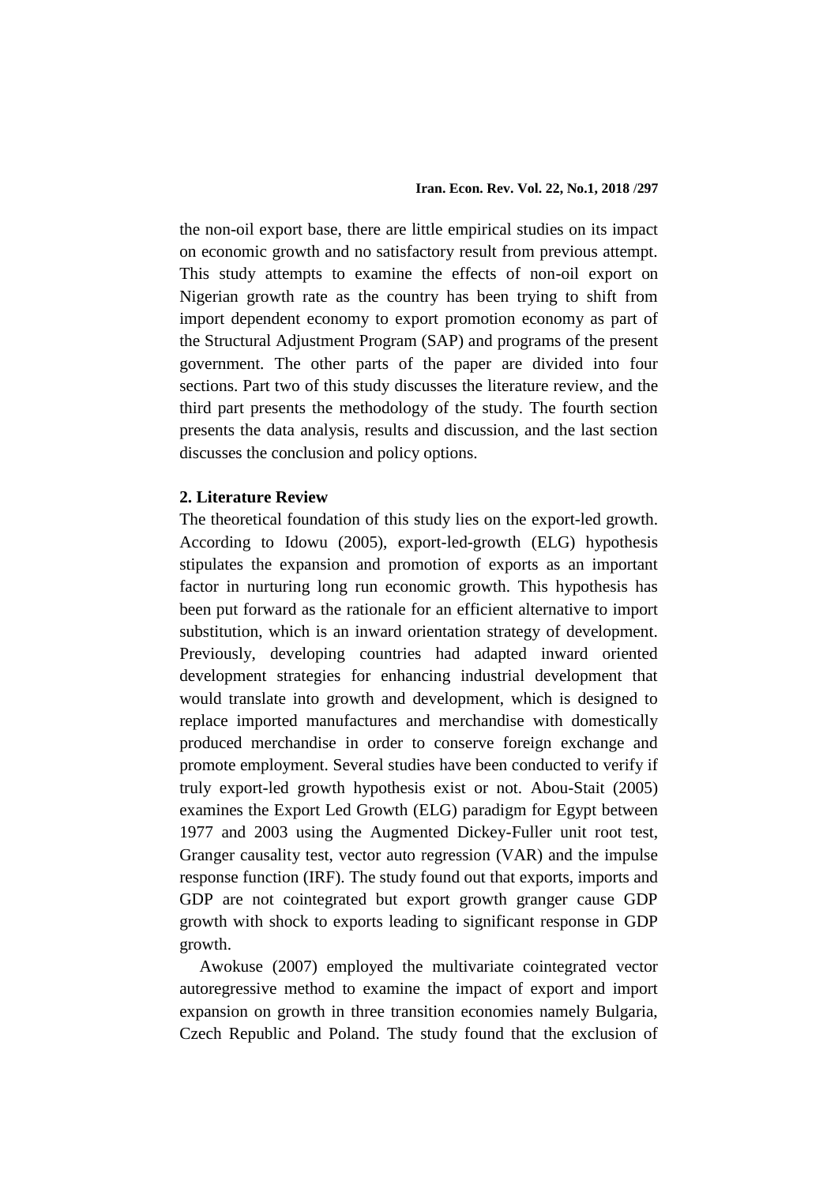the non-oil export base, there are little empirical studies on its impact on economic growth and no satisfactory result from previous attempt. This study attempts to examine the effects of non-oil export on Nigerian growth rate as the country has been trying to shift from import dependent economy to export promotion economy as part of the Structural Adjustment Program (SAP) and programs of the present government. The other parts of the paper are divided into four sections. Part two of this study discusses the literature review, and the third part presents the methodology of the study. The fourth section presents the data analysis, results and discussion, and the last section discusses the conclusion and policy options.

## 2. Literature Review

The theoretical foundation of this study lies on the export-led growth. According to Idowu (2005), export-led-growth (ELG) hypothesis stipulates the expansion and promotion of exports as an important factor in nurturing long run economic growth. This hypothesis has been put forward as the rationale for an efficient alternative to import substitution, which is an inward orientation strategy of development. Previously, developing countries had adapted inward oriented development strategies for enhancing industrial development that would translate into growth and development, which is designed to replace imported manufactures and merchandise with domestically produced merchandise in order to conserve foreign exchange and promote employment. Several studies have been conducted to verify if truly export-led growth hypothesis exist or not. Abou-Stait (2005) examines the Export Led Growth (ELG) paradigm for Egypt between 1977 and 2003 using the Augmented Dickey-Fuller unit root test, Granger causality test, vector auto regression (VAR) and the impulse response function (IRF). The study found out that exports, imports and GDP are not cointegrated but export growth granger cause GDP growth with shock to exports leading to significant response in GDP growth.

Awokuse (2007) employed the multivariate cointegrated vector autoregressive method to examine the impact of export and import expansion on growth in three transition economies namely Bulgaria, Czech Republic and Poland. The study found that the exclusion of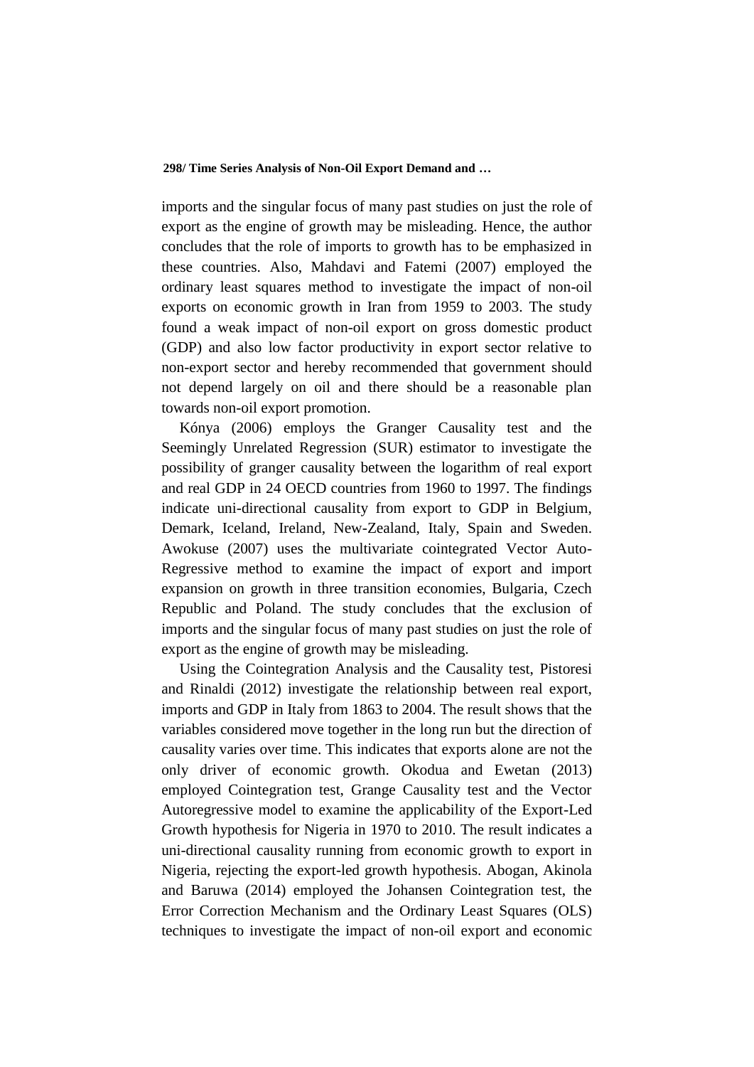imports and the singular focus of many past studies on just the role of export as the engine of growth may be misleading. Hence, the author concludes that the role of imports to growth has to be emphasized in these countries. Also, Mahdavi and Fatemi (2007) employed the ordinary least squares method to investigate the impact of non-oil exports on economic growth in Iran from 1959 to 2003. The study found a weak impact of non-oil export on gross domestic product (GDP) and also low factor productivity in export sector relative to non-export sector and hereby recommended that government should not depend largely on oil and there should be a reasonable plan towards non-oil export promotion.

Kónya (2006) employs the Granger Causality test and the Seemingly Unrelated Regression (SUR) estimator to investigate the possibility of granger causality between the logarithm of real export and real GDP in 24 OECD countries from 1960 to 1997. The findings indicate uni-directional causality from export to GDP in Belgium, Demark, Iceland, Ireland, New-Zealand, Italy, Spain and Sweden. Awokuse (2007) uses the multivariate cointegrated Vector Auto-Regressive method to examine the impact of export and import expansion on growth in three transition economies, Bulgaria, Czech Republic and Poland. The study concludes that the exclusion of imports and the singular focus of many past studies on just the role of export as the engine of growth may be misleading.

Using the Cointegration Analysis and the Causality test, Pistoresi and Rinaldi (2012) investigate the relationship between real export, imports and GDP in Italy from 1863 to 2004. The result shows that the variables considered move together in the long run but the direction of causality varies over time. This indicates that exports alone are not the only driver of economic growth. Okodua and Ewetan (2013) employed Cointegration test, Grange Causality test and the Vector Autoregressive model to examine the applicability of the Export-Led Growth hypothesis for Nigeria in 1970 to 2010. The result indicates a uni-directional causality running from economic growth to export in Nigeria, rejecting the export-led growth hypothesis. Abogan, Akinola and Baruwa (2014) employed the Johansen Cointegration test, the Error Correction Mechanism and the Ordinary Least Squares (OLS) techniques to investigate the impact of non-oil export and economic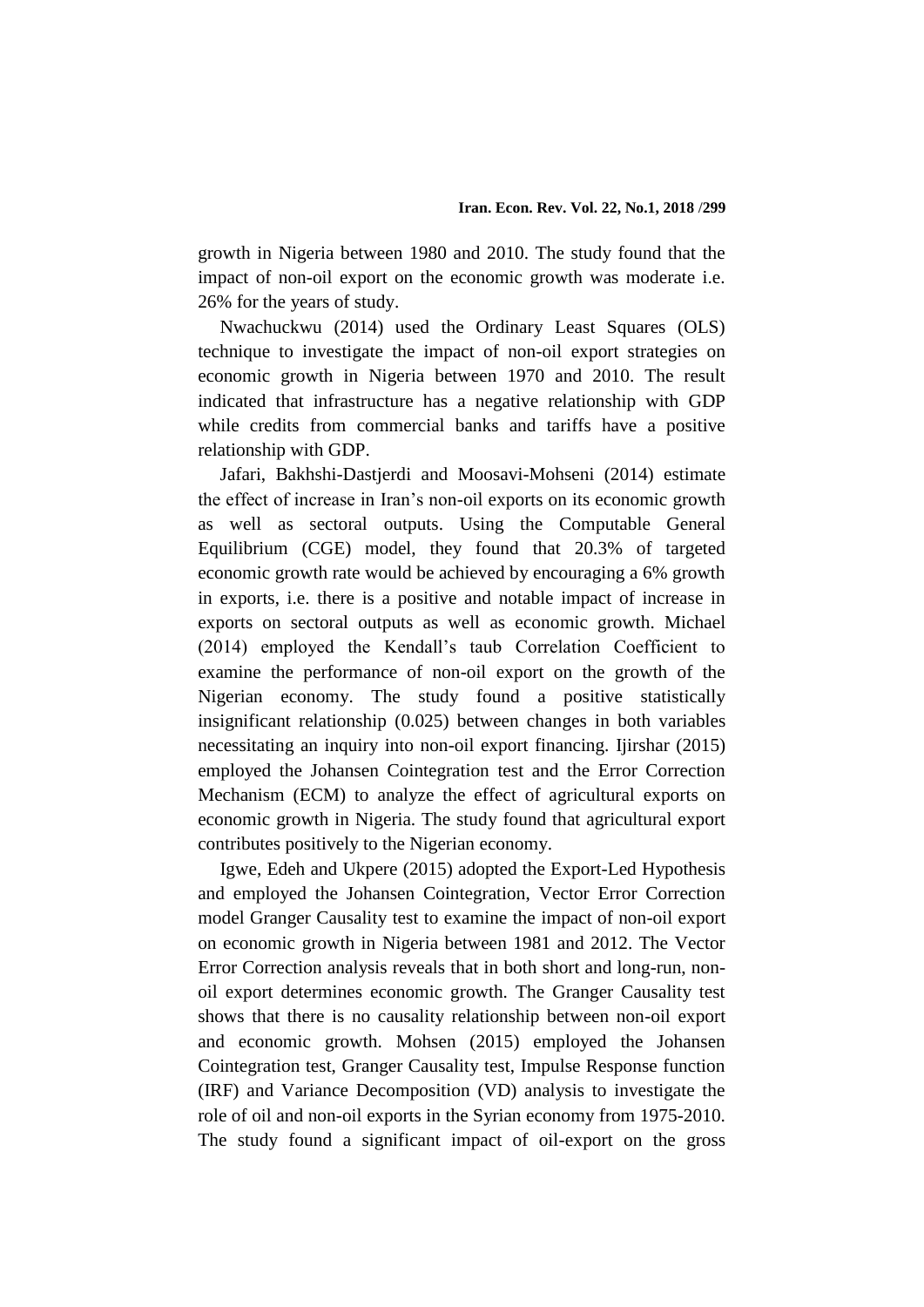growth in Nigeria between 1980 and 2010. The study found that the impact of non-oil export on the economic growth was moderate i.e. 26% for the years of study.

Nwachuckwu (2014) used the Ordinary Least Squares (OLS) technique to investigate the impact of non-oil export strategies on economic growth in Nigeria between 1970 and 2010. The result indicated that infrastructure has a negative relationship with GDP while credits from commercial banks and tariffs have a positive relationship with GDP.

Jafari, Bakhshi-Dastjerdi and Moosavi-Mohseni (2014) estimate the effect of increase in Iran's non-oil exports on its economic growth as well as sectoral outputs. Using the Computable General Equilibrium (CGE) model, they found that 20.3% of targeted economic growth rate would be achieved by encouraging a 6% growth in exports, i.e. there is a positive and notable impact of increase in exports on sectoral outputs as well as economic growth. Michael (2014) employed the Kendall's taub Correlation Coefficient to examine the performance of non-oil export on the growth of the Nigerian economy. The study found a positive statistically insignificant relationship (0.025) between changes in both variables necessitating an inquiry into non-oil export financing. Ijirshar (2015) employed the Johansen Cointegration test and the Error Correction Mechanism (ECM) to analyze the effect of agricultural exports on economic growth in Nigeria. The study found that agricultural export contributes positively to the Nigerian economy.

Igwe, Edeh and Ukpere (2015) adopted the Export-Led Hypothesis and employed the Johansen Cointegration, Vector Error Correction model Granger Causality test to examine the impact of non-oil export on economic growth in Nigeria between 1981 and 2012. The Vector Error Correction analysis reveals that in both short and long-run, non-oil export determines economic growth. The Granger Causality test shows that there is no causality relationship between non-oil export and economic growth. Mohsen (2015) employed the Johansen Cointegration test, Granger Causality test, Impulse Response function (IRF) and Variance Decomposition (VD) analysis to investigate the role of oil and non-oil exports in the Syrian economy from 1975-2010. The study found a significant impact of oil-export on the gross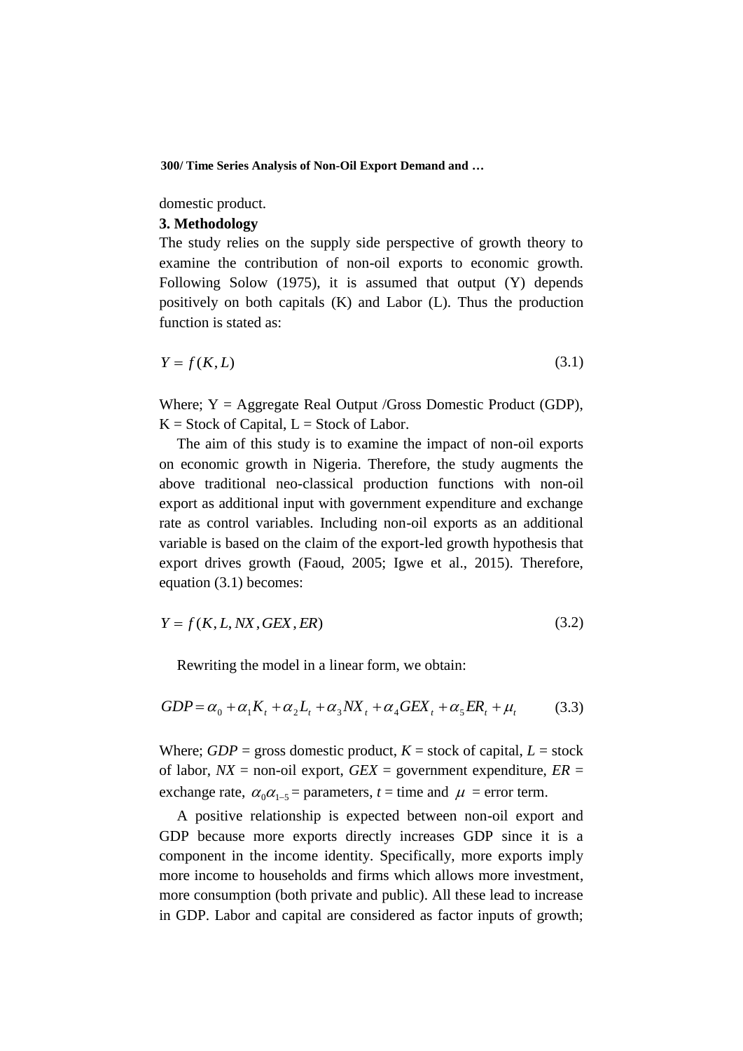domestic product.

## 3. Methodology

The study relies on the supply side perspective of growth theory to examine the contribution of non-oil exports to economic growth. Following Solow (1975), it is assumed that output (Y) depends positively on both capitals (K) and Labor (L). Thus the production function is stated as:

$$Y = f(K, L) \tag{3.1}$$

Where; Y = Aggregate Real Output /Gross Domestic Product (GDP), K = Stock of Capital, L = Stock of Labor.

The aim of this study is to examine the impact of non-oil exports on economic growth in Nigeria. Therefore, the study augments the above traditional neo-classical production functions with non-oil export as additional input with government expenditure and exchange rate as control variables. Including non-oil exports as an additional variable is based on the claim of the export-led growth hypothesis that export drives growth (Faoud, 2005; Igwe et al., 2015). Therefore, equation (3.1) becomes:

$$Y = f(K, L, NX, GEX, ER) \tag{3.2}$$

Rewriting the model in a linear form, we obtain:

$$GDP = \alpha_0 + \alpha_1 K_t + \alpha_2 L_t + \alpha_3 NX_t + \alpha_4 GEX_t + \alpha_5 ER_t + \mu_t \tag{3.3}$$

Where; *GDP* = gross domestic product, *K* = stock of capital, *L* = stock of labor, *NX* = non-oil export, *GEX* = government expenditure, *ER* = exchange rate, $\alpha_0 \alpha_{1-5}$ = parameters, *t* = time and $\mu$ = error term.

A positive relationship is expected between non-oil export and GDP because more exports directly increases GDP since it is a component in the income identity. Specifically, more exports imply more income to households and firms which allows more investment, more consumption (both private and public). All these lead to increase in GDP. Labor and capital are considered as factor inputs of growth;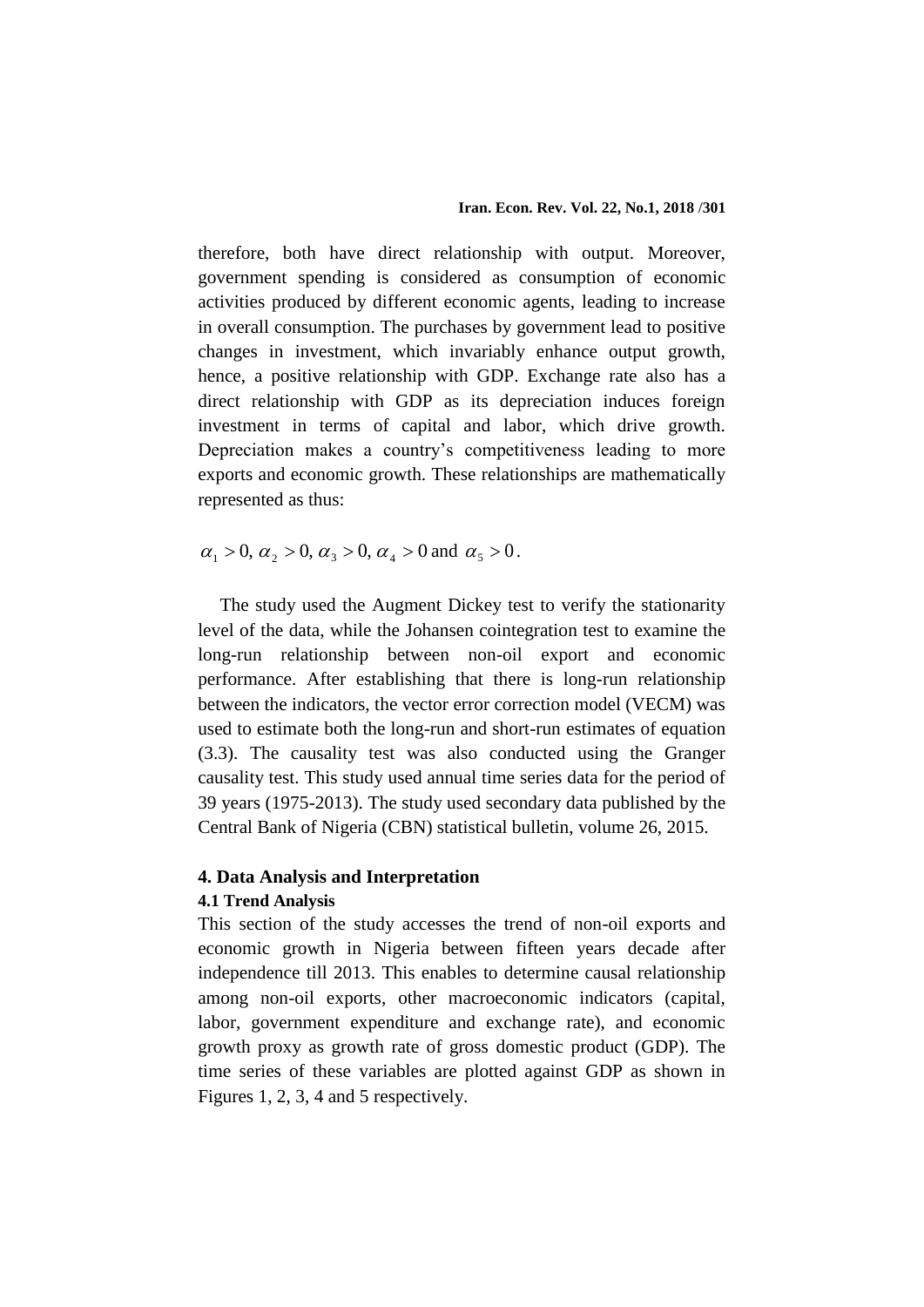therefore, both have direct relationship with output. Moreover, government spending is considered as consumption of economic activities produced by different economic agents, leading to increase in overall consumption. The purchases by government lead to positive changes in investment, which invariably enhance output growth, hence, a positive relationship with GDP. Exchange rate also has a direct relationship with GDP as its depreciation induces foreign investment in terms of capital and labor, which drive growth. Depreciation makes a country's competitiveness leading to more exports and economic growth. These relationships are mathematically represented as thus:

$\alpha_1 > 0, \alpha_2 > 0, \alpha_3 > 0, \alpha_4 > 0$ and $\alpha_5 > 0$.

The study used the Augment Dickey test to verify the stationarity level of the data, while the Johansen cointegration test to examine the long-run relationship between non-oil export and economic performance. After establishing that there is long-run relationship between the indicators, the vector error correction model (VECM) was used to estimate both the long-run and short-run estimates of equation (3.3). The causality test was also conducted using the Granger causality test. This study used annual time series data for the period of 39 years (1975-2013). The study used secondary data published by the Central Bank of Nigeria (CBN) statistical bulletin, volume 26, 2015.

## 4. Data Analysis and Interpretation

### 4.1 Trend Analysis

This section of the study accesses the trend of non-oil exports and economic growth in Nigeria between fifteen years decade after independence till 2013. This enables to determine causal relationship among non-oil exports, other macroeconomic indicators (capital, labor, government expenditure and exchange rate), and economic growth proxy as growth rate of gross domestic product (GDP). The time series of these variables are plotted against GDP as shown in Figures 1, 2, 3, 4 and 5 respectively.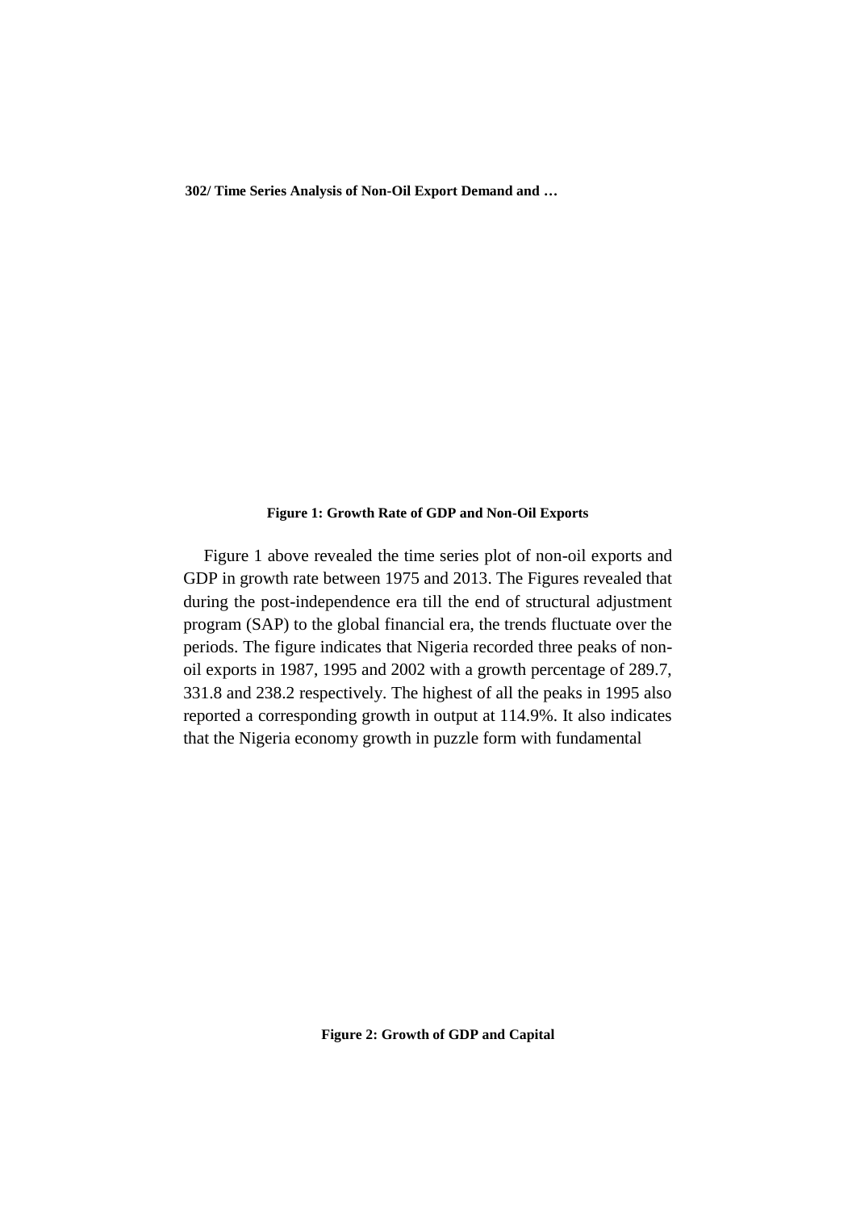**Figure 1: Growth Rate of GDP and Non-Oil Exports**

Figure 1 above revealed the time series plot of non-oil exports and GDP in growth rate between 1975 and 2013. The Figures revealed that during the post-independence era till the end of structural adjustment program (SAP) to the global financial era, the trends fluctuate over the periods. The figure indicates that Nigeria recorded three peaks of non-oil exports in 1987, 1995 and 2002 with a growth percentage of 289.7, 331.8 and 238.2 respectively. The highest of all the peaks in 1995 also reported a corresponding growth in output at 114.9%. It also indicates that the Nigeria economy growth in puzzle form with fundamental

**Figure 2: Growth of GDP and Capital**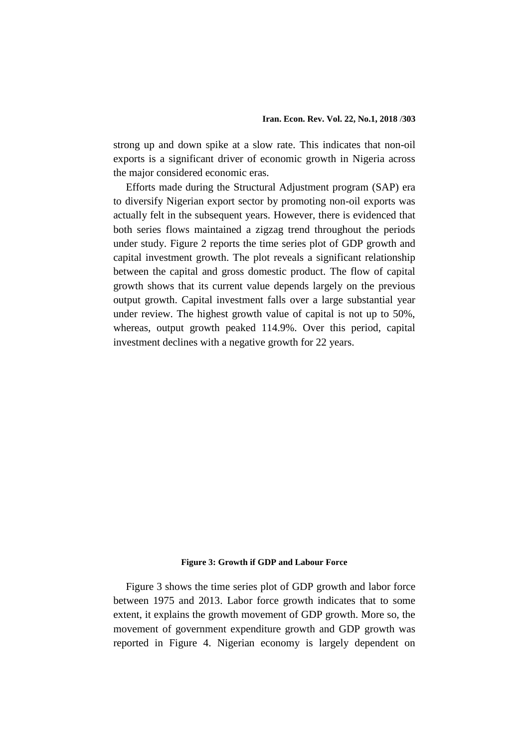strong up and down spike at a slow rate. This indicates that non-oil exports is a significant driver of economic growth in Nigeria across the major considered economic eras.

Efforts made during the Structural Adjustment program (SAP) era to diversify Nigerian export sector by promoting non-oil exports was actually felt in the subsequent years. However, there is evidenced that both series flows maintained a zigzag trend throughout the periods under study. Figure 2 reports the time series plot of GDP growth and capital investment growth. The plot reveals a significant relationship between the capital and gross domestic product. The flow of capital growth shows that its current value depends largely on the previous output growth. Capital investment falls over a large substantial year under review. The highest growth value of capital is not up to 50%, whereas, output growth peaked 114.9%. Over this period, capital investment declines with a negative growth for 22 years.

**Figure 3: Growth if GDP and Labour Force**

Figure 3 shows the time series plot of GDP growth and labor force between 1975 and 2013. Labor force growth indicates that to some extent, it explains the growth movement of GDP growth. More so, the movement of government expenditure growth and GDP growth was reported in Figure 4. Nigerian economy is largely dependent on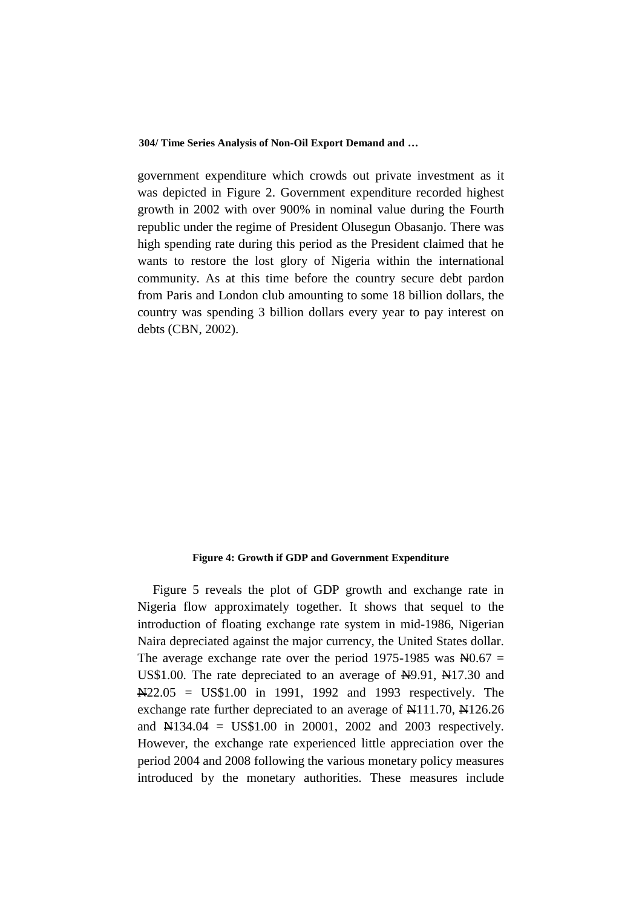government expenditure which crowds out private investment as it was depicted in Figure 2. Government expenditure recorded highest growth in 2002 with over 900% in nominal value during the Fourth republic under the regime of President Olusegun Obasanjo. There was high spending rate during this period as the President claimed that he wants to restore the lost glory of Nigeria within the international community. As at this time before the country secure debt pardon from Paris and London club amounting to some 18 billion dollars, the country was spending 3 billion dollars every year to pay interest on debts (CBN, 2002).

**Figure 4: Growth if GDP and Government Expenditure**

Figure 5 reveals the plot of GDP growth and exchange rate in Nigeria flow approximately together. It shows that sequel to the introduction of floating exchange rate system in mid-1986, Nigerian Naira depreciated against the major currency, the United States dollar. The average exchange rate over the period 1975-1985 was ₦0.67 = US$1.00. The rate depreciated to an average of ₦9.91, ₦17.30 and ₦22.05 = US$1.00 in 1991, 1992 and 1993 respectively. The exchange rate further depreciated to an average of ₦111.70, ₦126.26 and ₦134.04 = US$1.00 in 20001, 2002 and 2003 respectively. However, the exchange rate experienced little appreciation over the period 2004 and 2008 following the various monetary policy measures introduced by the monetary authorities. These measures include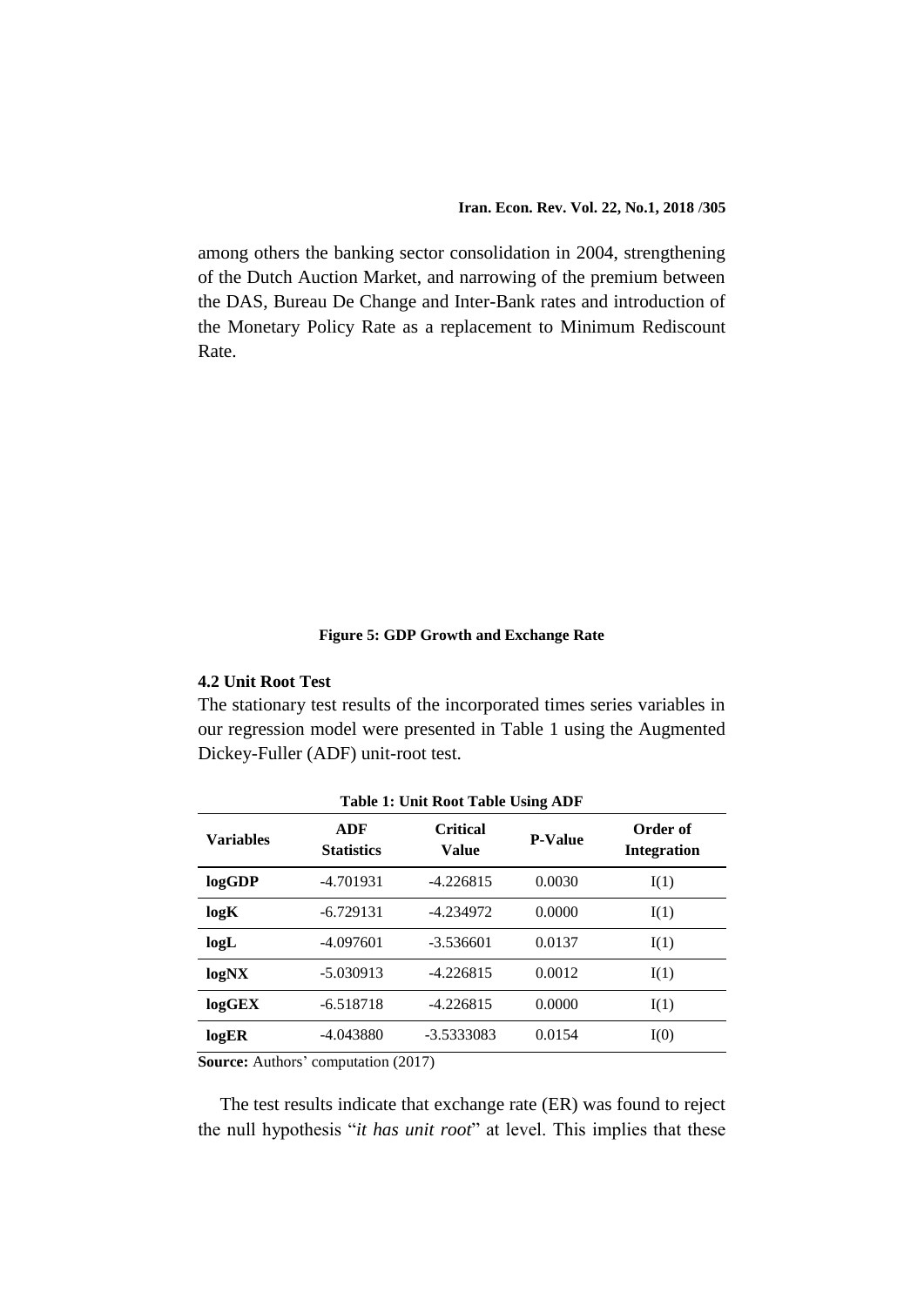among others the banking sector consolidation in 2004, strengthening of the Dutch Auction Market, and narrowing of the premium between the DAS, Bureau De Change and Inter-Bank rates and introduction of the Monetary Policy Rate as a replacement to Minimum Rediscount Rate.

**Figure 5: GDP Growth and Exchange Rate**

### 4.2 Unit Root Test

The stationary test results of the incorporated times series variables in our regression model were presented in Table 1 using the Augmented Dickey-Fuller (ADF) unit-root test.

**Table 1: Unit Root Table Using ADF**

| Variables | ADF Statistics | Critical Value | P-Value | Order of Integration |
|---|---|---|---|---|
| **logGDP** | -4.701931 | -4.226815 | 0.0030 | I(1) |
| **logK** | -6.729131 | -4.234972 | 0.0000 | I(1) |
| **logL** | -4.097601 | -3.536601 | 0.0137 | I(1) |
| **logNX** | -5.030913 | -4.226815 | 0.0012 | I(1) |
| **logGEX** | -6.518718 | -4.226815 | 0.0000 | I(1) |
| **logER** | -4.043880 | -3.5333083 | 0.0154 | I(0) |

**Source:** Authors' computation (2017)

The test results indicate that exchange rate (ER) was found to reject the null hypothesis "*it has unit root*" at level. This implies that these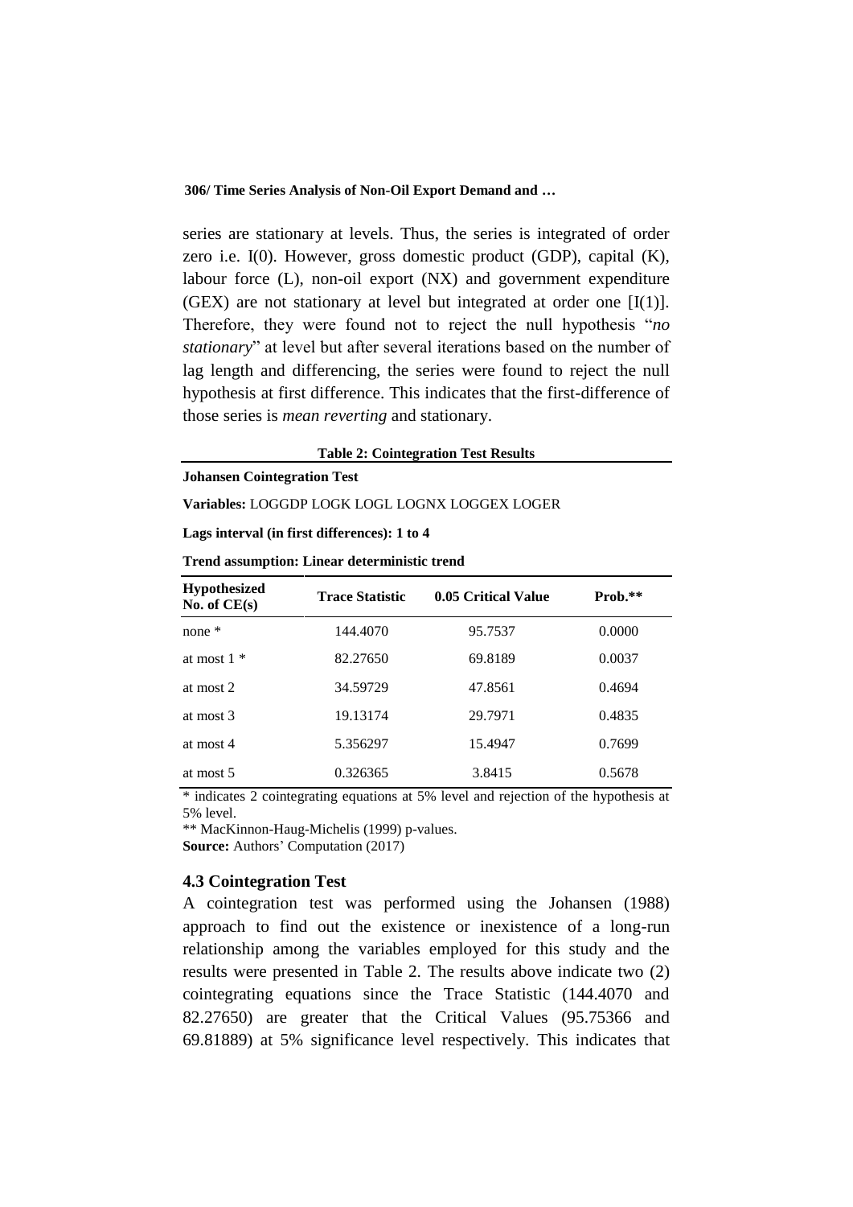series are stationary at levels. Thus, the series is integrated of order zero i.e. I(0). However, gross domestic product (GDP), capital (K), labour force (L), non-oil export (NX) and government expenditure (GEX) are not stationary at level but integrated at order one [I(1)]. Therefore, they were found not to reject the null hypothesis "*no stationary*" at level but after several iterations based on the number of lag length and differencing, the series were found to reject the null hypothesis at first difference. This indicates that the first-difference of those series is *mean reverting* and stationary.

**Table 2: Cointegration Test Results**

**Johansen Cointegration Test**

**Variables:** LOGGDP LOGK LOGL LOGNX LOGGEX LOGER

**Lags interval (in first differences): 1 to 4**

**Trend assumption: Linear deterministic trend**

| Hypothesized No. of CE(s) | Trace Statistic | 0.05 Critical Value | Prob.** |
|---|---|---|---|
| none * | 144.4070 | 95.7537 | 0.0000 |
| at most 1 * | 82.27650 | 69.8189 | 0.0037 |
| at most 2 | 34.59729 | 47.8561 | 0.4694 |
| at most 3 | 19.13174 | 29.7971 | 0.4835 |
| at most 4 | 5.356297 | 15.4947 | 0.7699 |
| at most 5 | 0.326365 | 3.8415 | 0.5678 |

* indicates 2 cointegrating equations at 5% level and rejection of the hypothesis at 5% level.

** MacKinnon-Haug-Michelis (1999) p-values.

**Source:** Authors' Computation (2017)

### 4.3 Cointegration Test

A cointegration test was performed using the Johansen (1988) approach to find out the existence or inexistence of a long-run relationship among the variables employed for this study and the results were presented in Table 2. The results above indicate two (2) cointegrating equations since the Trace Statistic (144.4070 and 82.27650) are greater that the Critical Values (95.75366 and 69.81889) at 5% significance level respectively. This indicates that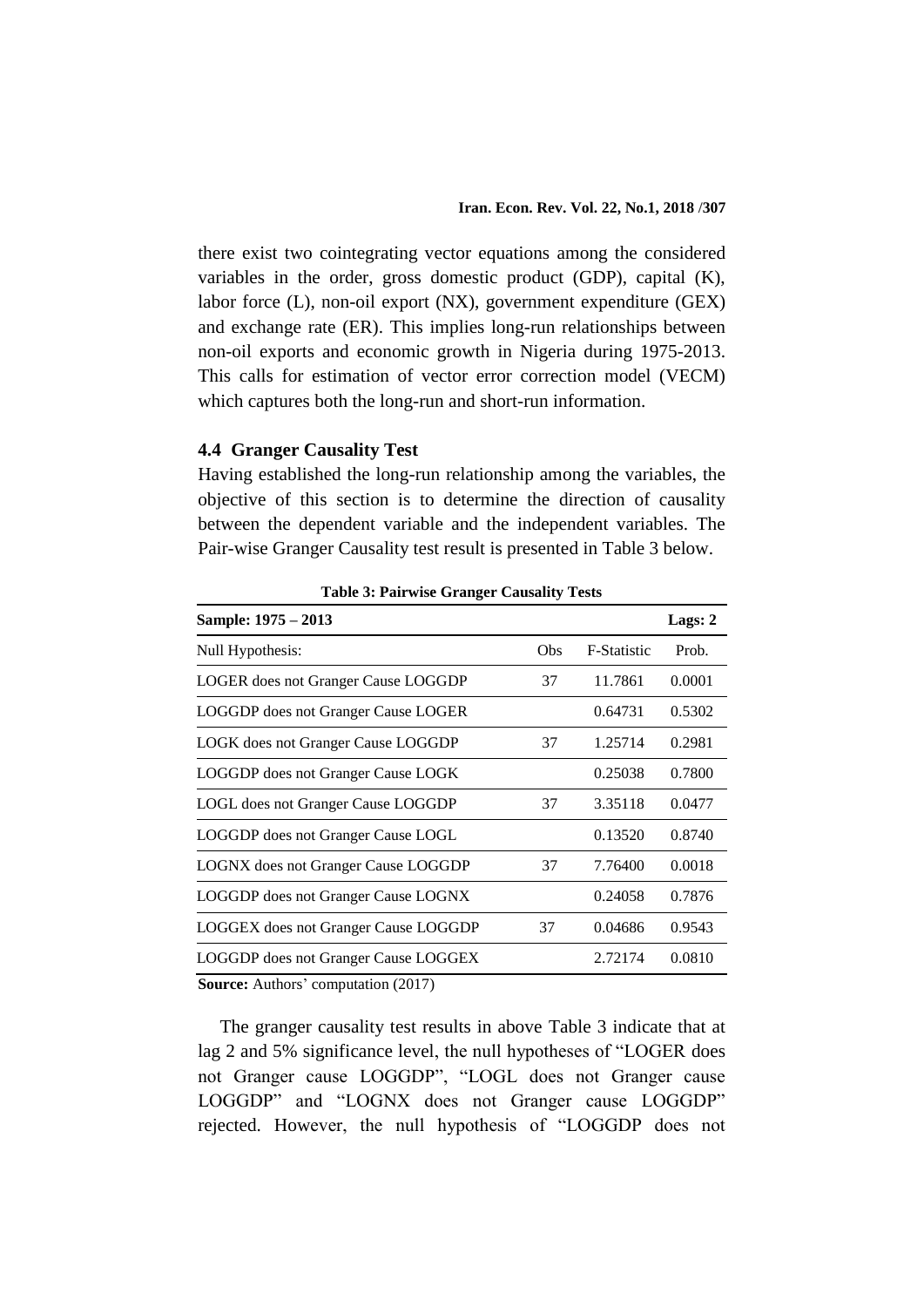there exist two cointegrating vector equations among the considered variables in the order, gross domestic product (GDP), capital (K), labor force (L), non-oil export (NX), government expenditure (GEX) and exchange rate (ER). This implies long-run relationships between non-oil exports and economic growth in Nigeria during 1975-2013. This calls for estimation of vector error correction model (VECM) which captures both the long-run and short-run information.

### 4.4 Granger Causality Test

Having established the long-run relationship among the variables, the objective of this section is to determine the direction of causality between the dependent variable and the independent variables. The Pair-wise Granger Causality test result is presented in Table 3 below.

**Table 3: Pairwise Granger Causality Tests**

| **Sample: 1975 – 2013** | | | **Lags: 2** |
|---|---|---|---|
| Null Hypothesis: | Obs | F-Statistic | Prob. |
| LOGER does not Granger Cause LOGGDP | 37 | 11.7861 | 0.0001 |
| LOGGDP does not Granger Cause LOGER | | 0.64731 | 0.5302 |
| LOGK does not Granger Cause LOGGDP | 37 | 1.25714 | 0.2981 |
| LOGGDP does not Granger Cause LOGK | | 0.25038 | 0.7800 |
| LOGL does not Granger Cause LOGGDP | 37 | 3.35118 | 0.0477 |
| LOGGDP does not Granger Cause LOGL | | 0.13520 | 0.8740 |
| LOGNX does not Granger Cause LOGGDP | 37 | 7.76400 | 0.0018 |
| LOGGDP does not Granger Cause LOGNX | | 0.24058 | 0.7876 |
| LOGGEX does not Granger Cause LOGGDP | 37 | 0.04686 | 0.9543 |
| LOGGDP does not Granger Cause LOGGEX | | 2.72174 | 0.0810 |

**Source:** Authors' computation (2017)

The granger causality test results in above Table 3 indicate that at lag 2 and 5% significance level, the null hypotheses of "LOGER does not Granger cause LOGGDP", "LOGL does not Granger cause LOGGDP" and "LOGNX does not Granger cause LOGGDP" rejected. However, the null hypothesis of "LOGGDP does not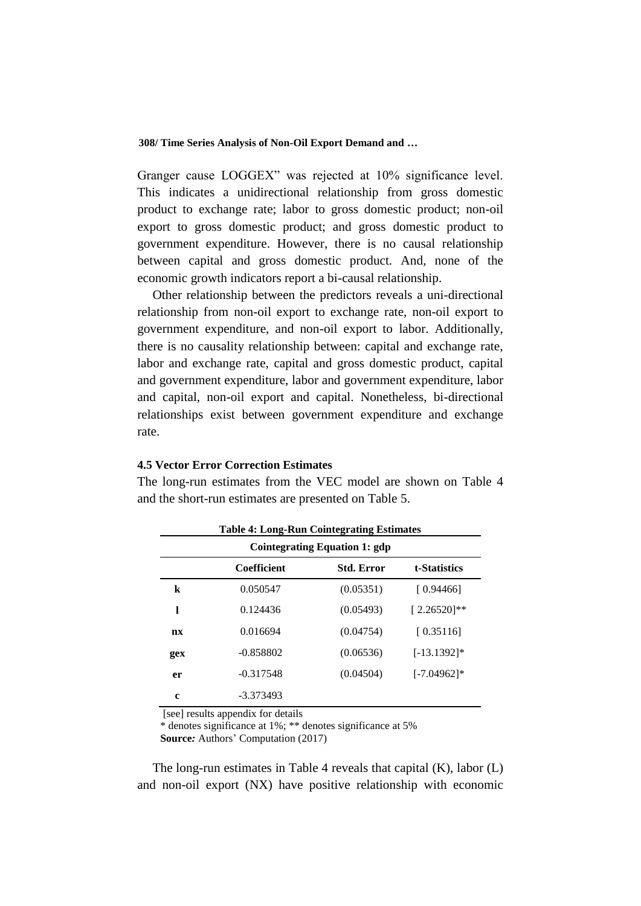Granger cause LOGGEX" was rejected at 10% significance level. This indicates a unidirectional relationship from gross domestic product to exchange rate; labor to gross domestic product; non-oil export to gross domestic product; and gross domestic product to government expenditure. However, there is no causal relationship between capital and gross domestic product. And, none of the economic growth indicators report a bi-causal relationship.

Other relationship between the predictors reveals a uni-directional relationship from non-oil export to exchange rate, non-oil export to government expenditure, and non-oil export to labor. Additionally, there is no causality relationship between: capital and exchange rate, labor and exchange rate, capital and gross domestic product, capital and government expenditure, labor and government expenditure, labor and capital, non-oil export and capital. Nonetheless, bi-directional relationships exist between government expenditure and exchange rate.

### 4.5 Vector Error Correction Estimates

The long-run estimates from the VEC model are shown on Table 4 and the short-run estimates are presented on Table 5.

**Table 4: Long-Run Cointegrating Estimates**

| Cointegrating Equation 1: gdp | | | |
|---|---|---|---|
| | **Coefficient** | **Std. Error** | **t-Statistics** |
| **k** | 0.050547 | (0.05351) | [ 0.94466] |
| **l** | 0.124436 | (0.05493) | [ 2.26520]** |
| **nx** | 0.016694 | (0.04754) | [ 0.35116] |
| **gex** | -0.858802 | (0.06536) | [-13.1392]* |
| **er** | -0.317548 | (0.04504) | [-7.04962]* |
| **c** | -3.373493 | | |

[see] results appendix for details

* denotes significance at 1%; ** denotes significance at 5%

**Source:** Authors' Computation (2017)

The long-run estimates in Table 4 reveals that capital (K), labor (L) and non-oil export (NX) have positive relationship with economic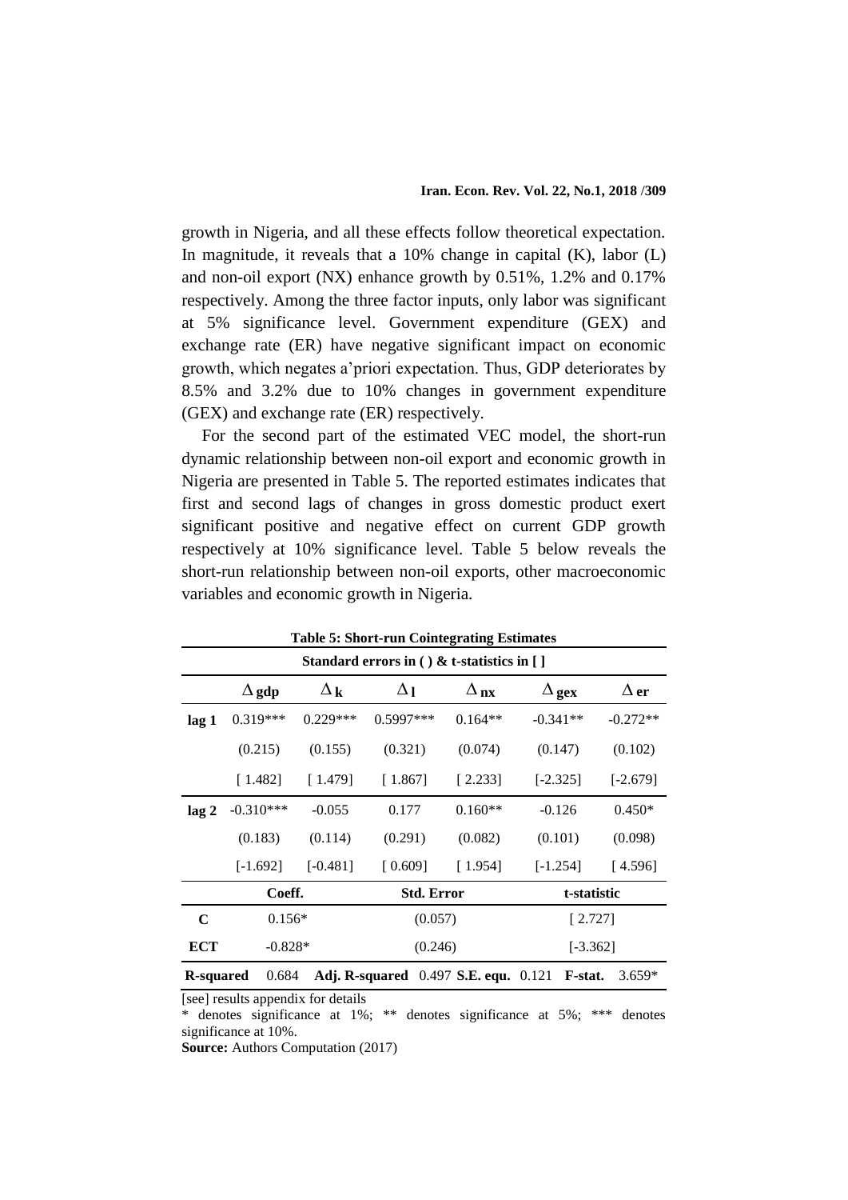growth in Nigeria, and all these effects follow theoretical expectation. In magnitude, it reveals that a 10% change in capital (K), labor (L) and non-oil export (NX) enhance growth by 0.51%, 1.2% and 0.17% respectively. Among the three factor inputs, only labor was significant at 5% significance level. Government expenditure (GEX) and exchange rate (ER) have negative significant impact on economic growth, which negates a'priori expectation. Thus, GDP deteriorates by 8.5% and 3.2% due to 10% changes in government expenditure (GEX) and exchange rate (ER) respectively.

For the second part of the estimated VEC model, the short-run dynamic relationship between non-oil export and economic growth in Nigeria are presented in Table 5. The reported estimates indicates that first and second lags of changes in gross domestic product exert significant positive and negative effect on current GDP growth respectively at 10% significance level. Table 5 below reveals the short-run relationship between non-oil exports, other macroeconomic variables and economic growth in Nigeria.

**Table 5: Short-run Cointegrating Estimates**

Standard errors in ( ) & t-statistics in [ ]

| | $\Delta_{gdp}$ | $\Delta_{k}$ | $\Delta_{l}$ | $\Delta_{nx}$ | $\Delta_{gex}$ | $\Delta_{er}$ |
|---|---|---|---|---|---|---|
| **lag 1** | 0.319*** | 0.229*** | 0.5997*** | 0.164** | -0.341** | -0.272** |
| | (0.215) | (0.155) | (0.321) | (0.074) | (0.147) | (0.102) |
| | [ 1.482] | [ 1.479] | [ 1.867] | [ 2.233] | [-2.325] | [-2.679] |
| **lag 2** | -0.310*** | -0.055 | 0.177 | 0.160** | -0.126 | 0.450* |
| | (0.183) | (0.114) | (0.291) | (0.082) | (0.101) | (0.098) |
| | [-1.692] | [-0.481] | [ 0.609] | [ 1.954] | [-1.254] | [ 4.596] |

| | Coeff. | Std. Error | t-statistic |
|---|---|---|---|
| **C** | 0.156* | (0.057) | [ 2.727] |
| **ECT** | -0.828* | (0.246) | [-3.362] |

| **R-squared** | 0.684 | **Adj. R-squared** | 0.497 | **S.E. equ.** | 0.121 | **F-stat.** | 3.659* |
|---|---|---|---|---|---|---|---|

[see] results appendix for details

\* denotes significance at 1%; ** denotes significance at 5%; *** denotes significance at 10%.

**Source:** Authors Computation (2017)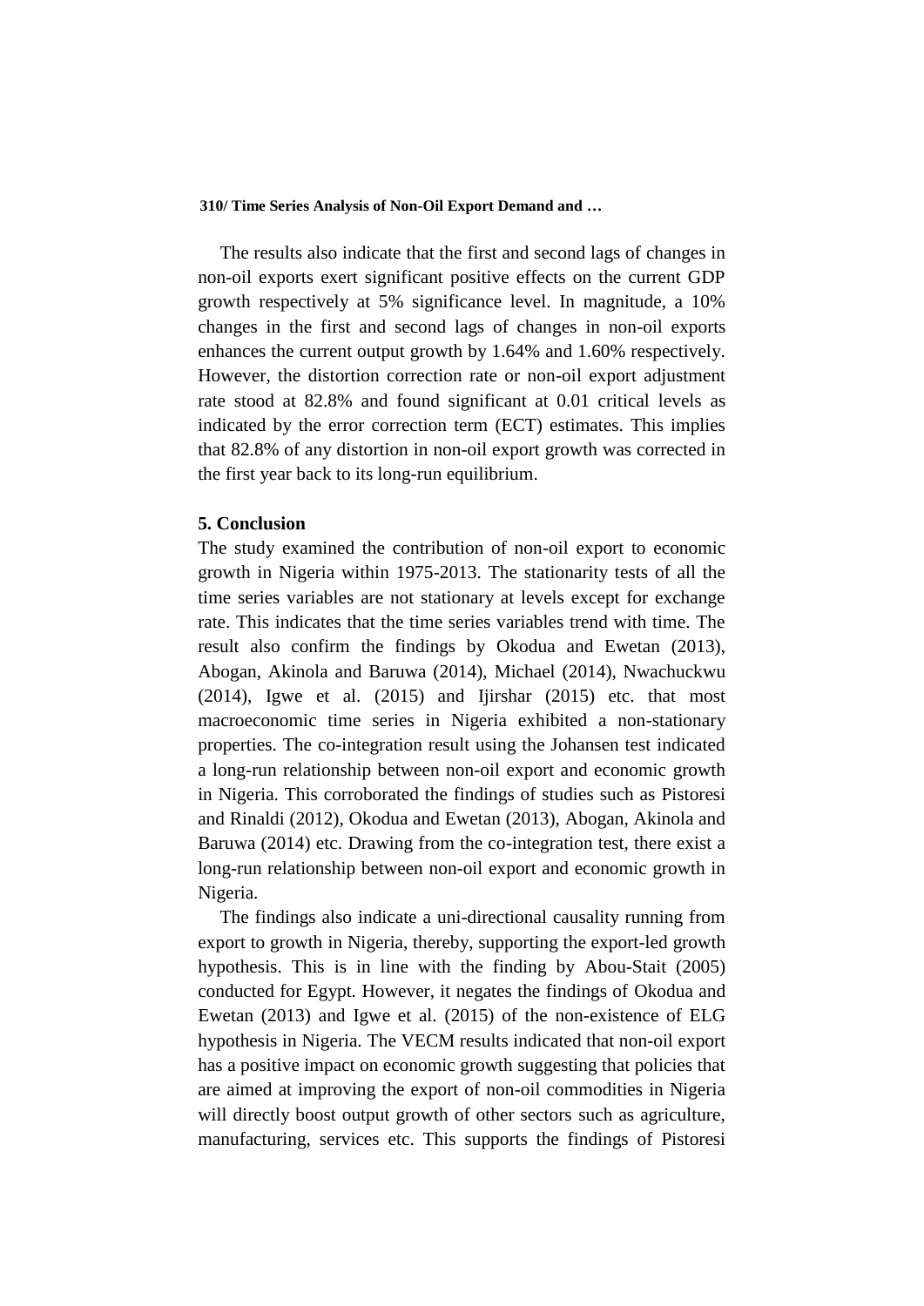The results also indicate that the first and second lags of changes in non-oil exports exert significant positive effects on the current GDP growth respectively at 5% significance level. In magnitude, a 10% changes in the first and second lags of changes in non-oil exports enhances the current output growth by 1.64% and 1.60% respectively. However, the distortion correction rate or non-oil export adjustment rate stood at 82.8% and found significant at 0.01 critical levels as indicated by the error correction term (ECT) estimates. This implies that 82.8% of any distortion in non-oil export growth was corrected in the first year back to its long-run equilibrium.

## 5. Conclusion

The study examined the contribution of non-oil export to economic growth in Nigeria within 1975-2013. The stationarity tests of all the time series variables are not stationary at levels except for exchange rate. This indicates that the time series variables trend with time. The result also confirm the findings by Okodua and Ewetan (2013), Abogan, Akinola and Baruwa (2014), Michael (2014), Nwachuckwu (2014), Igwe et al. (2015) and Ijirshar (2015) etc. that most macroeconomic time series in Nigeria exhibited a non-stationary properties. The co-integration result using the Johansen test indicated a long-run relationship between non-oil export and economic growth in Nigeria. This corroborated the findings of studies such as Pistoresi and Rinaldi (2012), Okodua and Ewetan (2013), Abogan, Akinola and Baruwa (2014) etc. Drawing from the co-integration test, there exist a long-run relationship between non-oil export and economic growth in Nigeria.

The findings also indicate a uni-directional causality running from export to growth in Nigeria, thereby, supporting the export-led growth hypothesis. This is in line with the finding by Abou-Stait (2005) conducted for Egypt. However, it negates the findings of Okodua and Ewetan (2013) and Igwe et al. (2015) of the non-existence of ELG hypothesis in Nigeria. The VECM results indicated that non-oil export has a positive impact on economic growth suggesting that policies that are aimed at improving the export of non-oil commodities in Nigeria will directly boost output growth of other sectors such as agriculture, manufacturing, services etc. This supports the findings of Pistoresi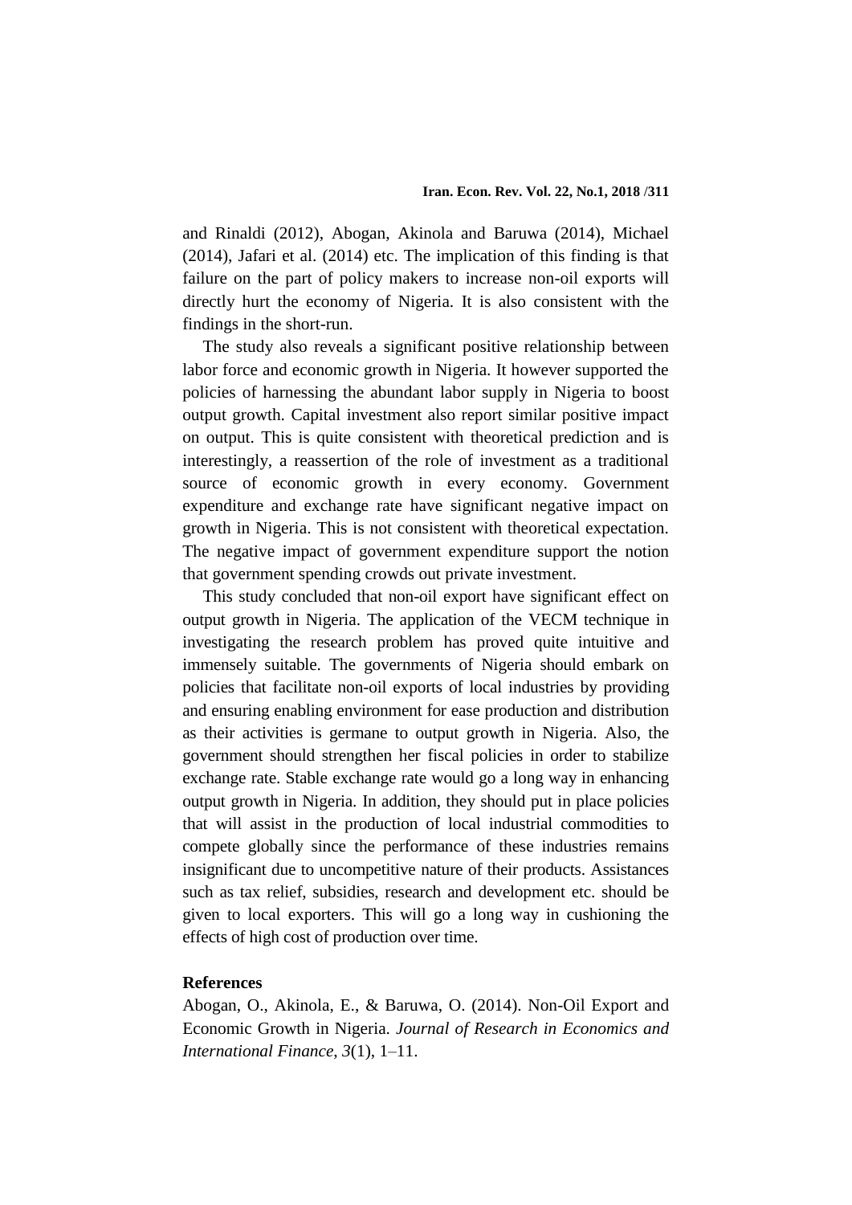and Rinaldi (2012), Abogan, Akinola and Baruwa (2014), Michael (2014), Jafari et al. (2014) etc. The implication of this finding is that failure on the part of policy makers to increase non-oil exports will directly hurt the economy of Nigeria. It is also consistent with the findings in the short-run.

The study also reveals a significant positive relationship between labor force and economic growth in Nigeria. It however supported the policies of harnessing the abundant labor supply in Nigeria to boost output growth. Capital investment also report similar positive impact on output. This is quite consistent with theoretical prediction and is interestingly, a reassertion of the role of investment as a traditional source of economic growth in every economy. Government expenditure and exchange rate have significant negative impact on growth in Nigeria. This is not consistent with theoretical expectation. The negative impact of government expenditure support the notion that government spending crowds out private investment.

This study concluded that non-oil export have significant effect on output growth in Nigeria. The application of the VECM technique in investigating the research problem has proved quite intuitive and immensely suitable. The governments of Nigeria should embark on policies that facilitate non-oil exports of local industries by providing and ensuring enabling environment for ease production and distribution as their activities is germane to output growth in Nigeria. Also, the government should strengthen her fiscal policies in order to stabilize exchange rate. Stable exchange rate would go a long way in enhancing output growth in Nigeria. In addition, they should put in place policies that will assist in the production of local industrial commodities to compete globally since the performance of these industries remains insignificant due to uncompetitive nature of their products. Assistances such as tax relief, subsidies, research and development etc. should be given to local exporters. This will go a long way in cushioning the effects of high cost of production over time.

## References

Abogan, O., Akinola, E., & Baruwa, O. (2014). Non-Oil Export and Economic Growth in Nigeria. *Journal of Research in Economics and International Finance*, *3*(1), 1–11.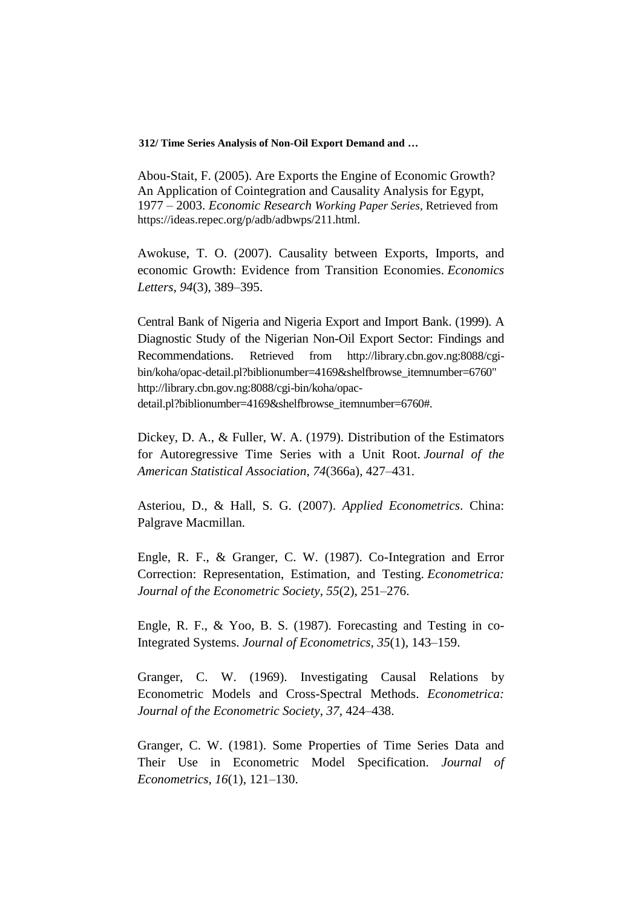Abou-Stait, F. (2005). Are Exports the Engine of Economic Growth? An Application of Cointegration and Causality Analysis for Egypt, 1977 – 2003. *Economic Research Working Paper Series*, Retrieved from https://ideas.repec.org/p/adb/adbwps/211.html.

Awokuse, T. O. (2007). Causality between Exports, Imports, and economic Growth: Evidence from Transition Economies. *Economics Letters*, *94*(3), 389–395.

Central Bank of Nigeria and Nigeria Export and Import Bank. (1999). A Diagnostic Study of the Nigerian Non-Oil Export Sector: Findings and Recommendations. Retrieved from http://library.cbn.gov.ng:8088/cgi-bin/koha/opac-detail.pl?biblionumber=4169&shelfbrowse_itemnumber=6760" http://library.cbn.gov.ng:8088/cgi-bin/koha/opac-detail.pl?biblionumber=4169&shelfbrowse_itemnumber=6760#.

Dickey, D. A., & Fuller, W. A. (1979). Distribution of the Estimators for Autoregressive Time Series with a Unit Root. *Journal of the American Statistical Association*, *74*(366a), 427–431.

Asteriou, D., & Hall, S. G. (2007). *Applied Econometrics*. China: Palgrave Macmillan.

Engle, R. F., & Granger, C. W. (1987). Co-Integration and Error Correction: Representation, Estimation, and Testing. *Econometrica: Journal of the Econometric Society*, *55*(2), 251–276.

Engle, R. F., & Yoo, B. S. (1987). Forecasting and Testing in co-Integrated Systems. *Journal of Econometrics*, *35*(1), 143–159.

Granger, C. W. (1969). Investigating Causal Relations by Econometric Models and Cross-Spectral Methods. *Econometrica: Journal of the Econometric Society*, *37*, 424–438.

Granger, C. W. (1981). Some Properties of Time Series Data and Their Use in Econometric Model Specification. *Journal of Econometrics*, *16*(1), 121–130.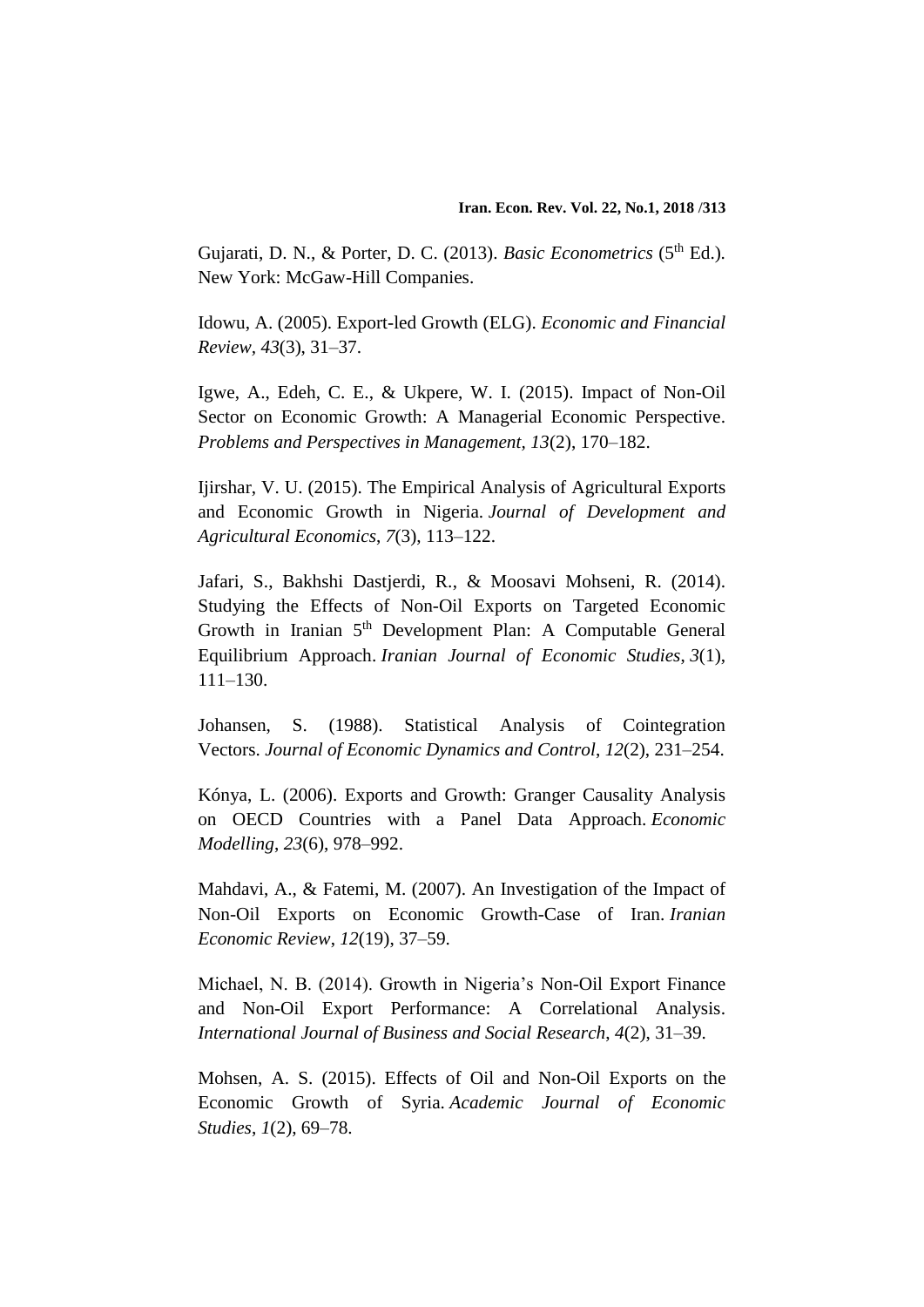Gujarati, D. N., & Porter, D. C. (2013). *Basic Econometrics* ($5^{th}$ Ed.). New York: McGaw-Hill Companies.

Idowu, A. (2005). Export-led Growth (ELG). *Economic and Financial Review*, *43*(3), 31–37.

Igwe, A., Edeh, C. E., & Ukpere, W. I. (2015). Impact of Non-Oil Sector on Economic Growth: A Managerial Economic Perspective. *Problems and Perspectives in Management*, *13*(2), 170–182.

Ijirshar, V. U. (2015). The Empirical Analysis of Agricultural Exports and Economic Growth in Nigeria. *Journal of Development and Agricultural Economics*, *7*(3), 113–122.

Jafari, S., Bakhshi Dastjerdi, R., & Moosavi Mohseni, R. (2014). Studying the Effects of Non-Oil Exports on Targeted Economic Growth in Iranian $5^{th}$ Development Plan: A Computable General Equilibrium Approach. *Iranian Journal of Economic Studies*, *3*(1), 111–130.

Johansen, S. (1988). Statistical Analysis of Cointegration Vectors. *Journal of Economic Dynamics and Control*, *12*(2), 231–254.

Kónya, L. (2006). Exports and Growth: Granger Causality Analysis on OECD Countries with a Panel Data Approach. *Economic Modelling*, *23*(6), 978–992.

Mahdavi, A., & Fatemi, M. (2007). An Investigation of the Impact of Non-Oil Exports on Economic Growth-Case of Iran. *Iranian Economic Review*, *12*(19), 37–59.

Michael, N. B. (2014). Growth in Nigeria's Non-Oil Export Finance and Non-Oil Export Performance: A Correlational Analysis. *International Journal of Business and Social Research*, *4*(2), 31–39.

Mohsen, A. S. (2015). Effects of Oil and Non-Oil Exports on the Economic Growth of Syria. *Academic Journal of Economic Studies*, *1*(2), 69–78.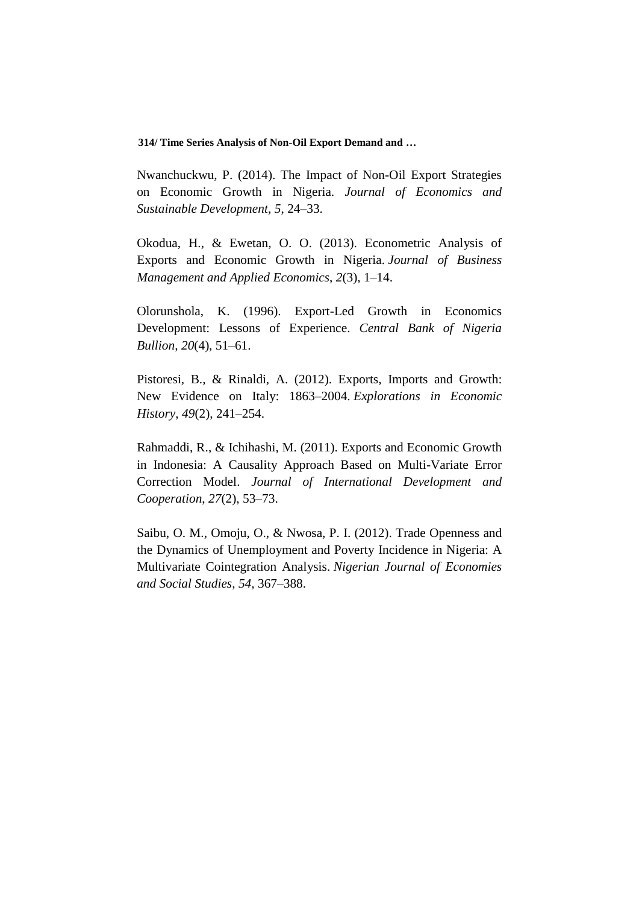Nwanchuckwu, P. (2014). The Impact of Non-Oil Export Strategies on Economic Growth in Nigeria. *Journal of Economics and Sustainable Development*, *5*, 24–33.

Okodua, H., & Ewetan, O. O. (2013). Econometric Analysis of Exports and Economic Growth in Nigeria. *Journal of Business Management and Applied Economics*, *2*(3), 1–14.

Olorunshola, K. (1996). Export-Led Growth in Economics Development: Lessons of Experience. *Central Bank of Nigeria Bullion*, *20*(4), 51–61.

Pistoresi, B., & Rinaldi, A. (2012). Exports, Imports and Growth: New Evidence on Italy: 1863–2004. *Explorations in Economic History*, *49*(2), 241–254.

Rahmaddi, R., & Ichihashi, M. (2011). Exports and Economic Growth in Indonesia: A Causality Approach Based on Multi-Variate Error Correction Model. *Journal of International Development and Cooperation*, *27*(2), 53–73.

Saibu, O. M., Omoju, O., & Nwosa, P. I. (2012). Trade Openness and the Dynamics of Unemployment and Poverty Incidence in Nigeria: A Multivariate Cointegration Analysis. *Nigerian Journal of Economies and Social Studies*, *54*, 367–388.